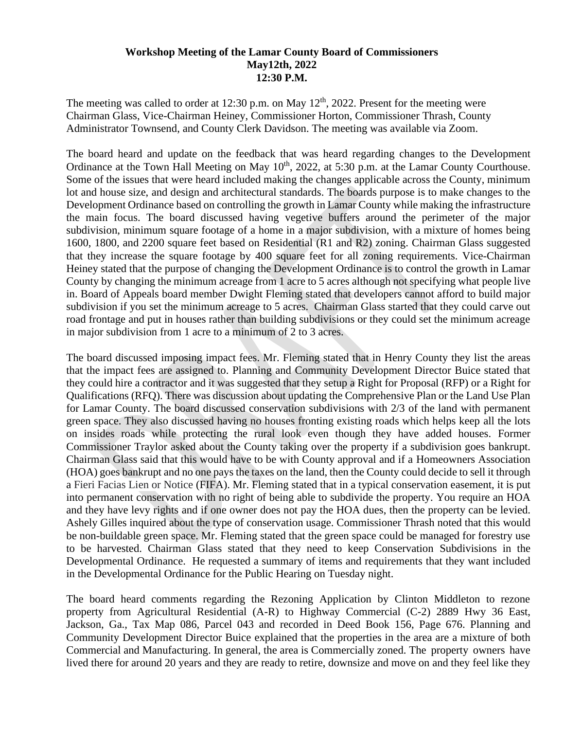**Workshop Meeting of the Lamar County Board of Commissioners**
**May12th, 2022**
**12:30 P.M.**

The meeting was called to order at 12:30 p.m. on May 12th, 2022. Present for the meeting were Chairman Glass, Vice-Chairman Heiney, Commissioner Horton, Commissioner Thrash, County Administrator Townsend, and County Clerk Davidson. The meeting was available via Zoom.

The board heard and update on the feedback that was heard regarding changes to the Development Ordinance at the Town Hall Meeting on May 10th, 2022, at 5:30 p.m. at the Lamar County Courthouse. Some of the issues that were heard included making the changes applicable across the County, minimum lot and house size, and design and architectural standards. The boards purpose is to make changes to the Development Ordinance based on controlling the growth in Lamar County while making the infrastructure the main focus. The board discussed having vegetive buffers around the perimeter of the major subdivision, minimum square footage of a home in a major subdivision, with a mixture of homes being 1600, 1800, and 2200 square feet based on Residential (R1 and R2) zoning. Chairman Glass suggested that they increase the square footage by 400 square feet for all zoning requirements. Vice-Chairman Heiney stated that the purpose of changing the Development Ordinance is to control the growth in Lamar County by changing the minimum acreage from 1 acre to 5 acres although not specifying what people live in. Board of Appeals board member Dwight Fleming stated that developers cannot afford to build major subdivision if you set the minimum acreage to 5 acres. Chairman Glass started that they could carve out road frontage and put in houses rather than building subdivisions or they could set the minimum acreage in major subdivision from 1 acre to a minimum of 2 to 3 acres.

The board discussed imposing impact fees. Mr. Fleming stated that in Henry County they list the areas that the impact fees are assigned to. Planning and Community Development Director Buice stated that they could hire a contractor and it was suggested that they setup a Right for Proposal (RFP) or a Right for Qualifications (RFQ). There was discussion about updating the Comprehensive Plan or the Land Use Plan for Lamar County. The board discussed conservation subdivisions with 2/3 of the land with permanent green space. They also discussed having no houses fronting existing roads which helps keep all the lots on insides roads while protecting the rural look even though they have added houses. Former Commissioner Traylor asked about the County taking over the property if a subdivision goes bankrupt. Chairman Glass said that this would have to be with County approval and if a Homeowners Association (HOA) goes bankrupt and no one pays the taxes on the land, then the County could decide to sell it through a Fieri Facias Lien or Notice (FIFA). Mr. Fleming stated that in a typical conservation easement, it is put into permanent conservation with no right of being able to subdivide the property. You require an HOA and they have levy rights and if one owner does not pay the HOA dues, then the property can be levied. Ashely Gilles inquired about the type of conservation usage. Commissioner Thrash noted that this would be non-buildable green space. Mr. Fleming stated that the green space could be managed for forestry use to be harvested. Chairman Glass stated that they need to keep Conservation Subdivisions in the Developmental Ordinance. He requested a summary of items and requirements that they want included in the Developmental Ordinance for the Public Hearing on Tuesday night.

The board heard comments regarding the Rezoning Application by Clinton Middleton to rezone property from Agricultural Residential (A-R) to Highway Commercial (C-2) 2889 Hwy 36 East, Jackson, Ga., Tax Map 086, Parcel 043 and recorded in Deed Book 156, Page 676. Planning and Community Development Director Buice explained that the properties in the area are a mixture of both Commercial and Manufacturing. In general, the area is Commercially zoned. The property owners have lived there for around 20 years and they are ready to retire, downsize and move on and they feel like they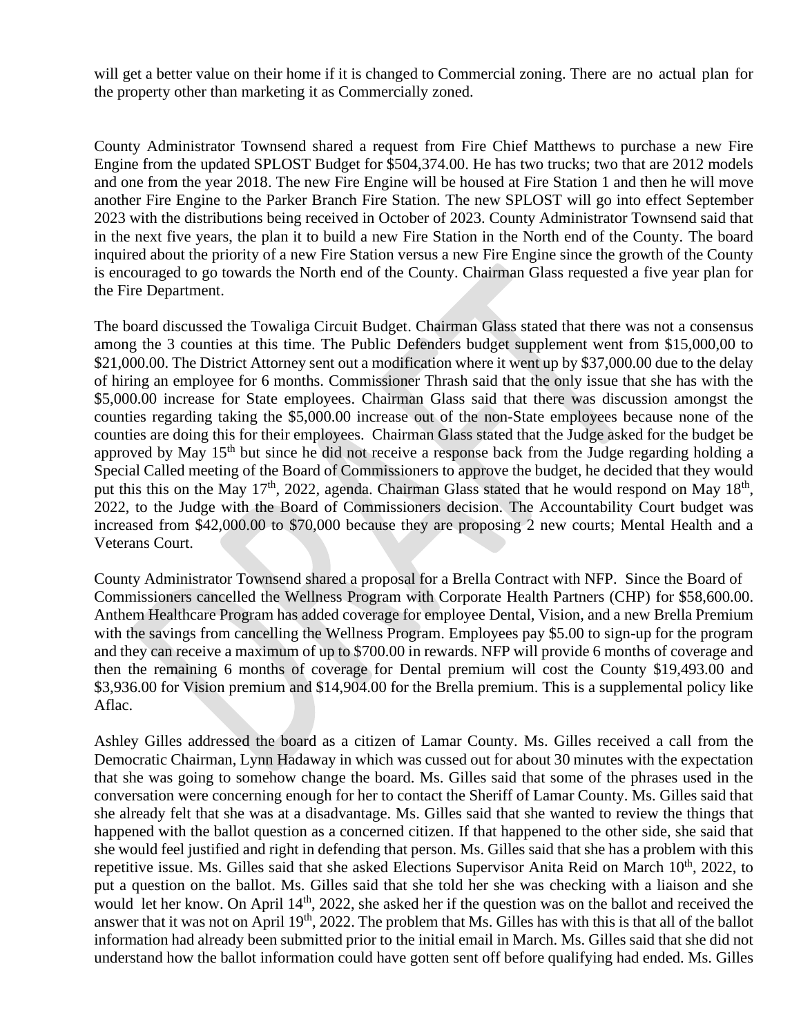will get a better value on their home if it is changed to Commercial zoning. There are no actual plan for the property other than marketing it as Commercially zoned.

County Administrator Townsend shared a request from Fire Chief Matthews to purchase a new Fire Engine from the updated SPLOST Budget for $504,374.00. He has two trucks; two that are 2012 models and one from the year 2018. The new Fire Engine will be housed at Fire Station 1 and then he will move another Fire Engine to the Parker Branch Fire Station. The new SPLOST will go into effect September 2023 with the distributions being received in October of 2023. County Administrator Townsend said that in the next five years, the plan it to build a new Fire Station in the North end of the County. The board inquired about the priority of a new Fire Station versus a new Fire Engine since the growth of the County is encouraged to go towards the North end of the County. Chairman Glass requested a five year plan for the Fire Department.

The board discussed the Towaliga Circuit Budget. Chairman Glass stated that there was not a consensus among the 3 counties at this time. The Public Defenders budget supplement went from $15,000,00 to $21,000.00. The District Attorney sent out a modification where it went up by $37,000.00 due to the delay of hiring an employee for 6 months. Commissioner Thrash said that the only issue that she has with the $5,000.00 increase for State employees. Chairman Glass said that there was discussion amongst the counties regarding taking the $5,000.00 increase out of the non-State employees because none of the counties are doing this for their employees. Chairman Glass stated that the Judge asked for the budget be approved by May 15th but since he did not receive a response back from the Judge regarding holding a Special Called meeting of the Board of Commissioners to approve the budget, he decided that they would put this this on the May 17th, 2022, agenda. Chairman Glass stated that he would respond on May 18th, 2022, to the Judge with the Board of Commissioners decision. The Accountability Court budget was increased from $42,000.00 to $70,000 because they are proposing 2 new courts; Mental Health and a Veterans Court.

County Administrator Townsend shared a proposal for a Brella Contract with NFP. Since the Board of Commissioners cancelled the Wellness Program with Corporate Health Partners (CHP) for $58,600.00. Anthem Healthcare Program has added coverage for employee Dental, Vision, and a new Brella Premium with the savings from cancelling the Wellness Program. Employees pay $5.00 to sign-up for the program and they can receive a maximum of up to $700.00 in rewards. NFP will provide 6 months of coverage and then the remaining 6 months of coverage for Dental premium will cost the County $19,493.00 and $3,936.00 for Vision premium and $14,904.00 for the Brella premium. This is a supplemental policy like Aflac.

Ashley Gilles addressed the board as a citizen of Lamar County. Ms. Gilles received a call from the Democratic Chairman, Lynn Hadaway in which was cussed out for about 30 minutes with the expectation that she was going to somehow change the board. Ms. Gilles said that some of the phrases used in the conversation were concerning enough for her to contact the Sheriff of Lamar County. Ms. Gilles said that she already felt that she was at a disadvantage. Ms. Gilles said that she wanted to review the things that happened with the ballot question as a concerned citizen. If that happened to the other side, she said that she would feel justified and right in defending that person. Ms. Gilles said that she has a problem with this repetitive issue. Ms. Gilles said that she asked Elections Supervisor Anita Reid on March 10th, 2022, to put a question on the ballot. Ms. Gilles said that she told her she was checking with a liaison and she would let her know. On April 14th, 2022, she asked her if the question was on the ballot and received the answer that it was not on April 19th, 2022. The problem that Ms. Gilles has with this is that all of the ballot information had already been submitted prior to the initial email in March. Ms. Gilles said that she did not understand how the ballot information could have gotten sent off before qualifying had ended. Ms. Gilles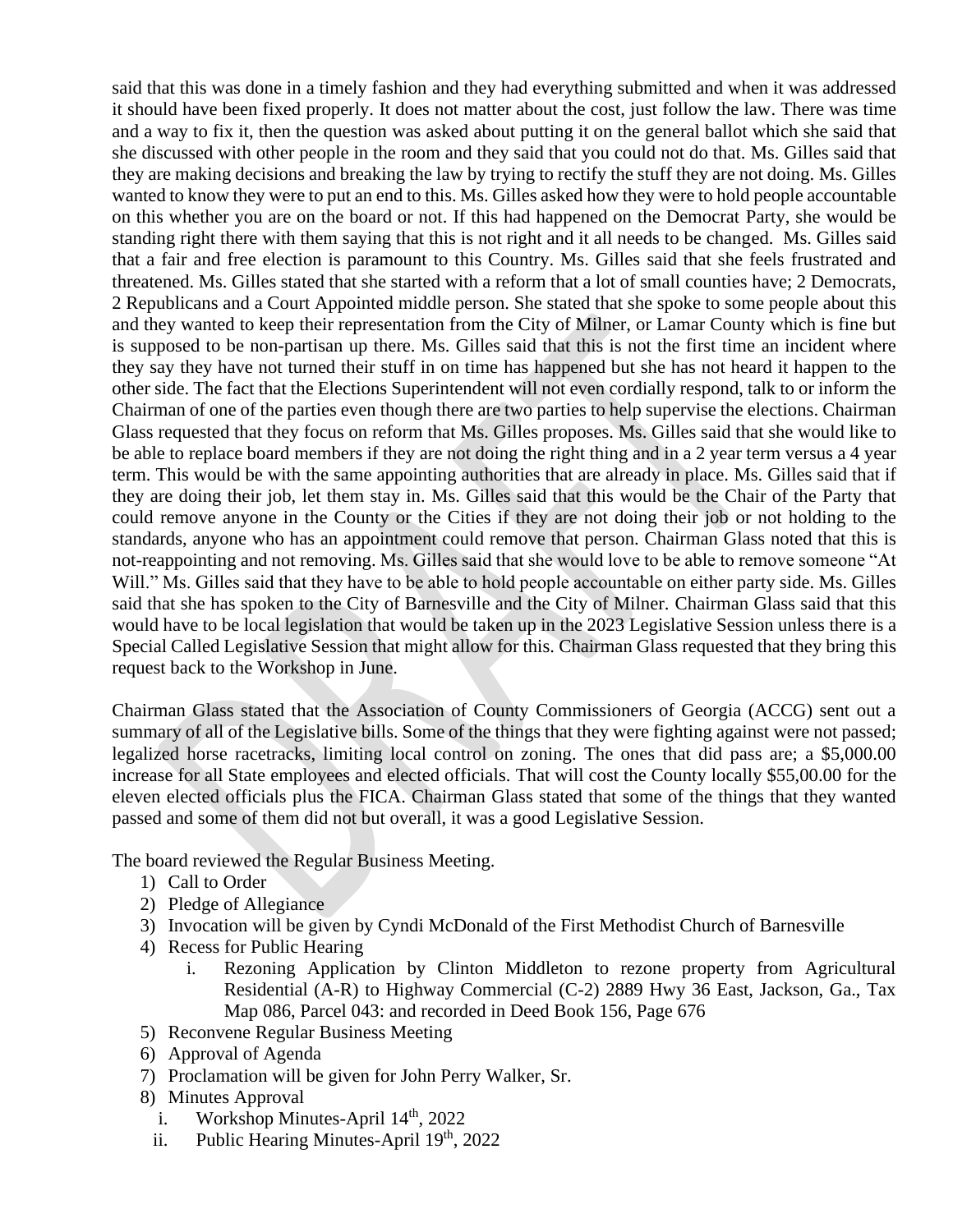said that this was done in a timely fashion and they had everything submitted and when it was addressed it should have been fixed properly. It does not matter about the cost, just follow the law. There was time and a way to fix it, then the question was asked about putting it on the general ballot which she said that she discussed with other people in the room and they said that you could not do that. Ms. Gilles said that they are making decisions and breaking the law by trying to rectify the stuff they are not doing. Ms. Gilles wanted to know they were to put an end to this. Ms. Gilles asked how they were to hold people accountable on this whether you are on the board or not. If this had happened on the Democrat Party, she would be standing right there with them saying that this is not right and it all needs to be changed. Ms. Gilles said that a fair and free election is paramount to this Country. Ms. Gilles said that she feels frustrated and threatened. Ms. Gilles stated that she started with a reform that a lot of small counties have; 2 Democrats, 2 Republicans and a Court Appointed middle person. She stated that she spoke to some people about this and they wanted to keep their representation from the City of Milner, or Lamar County which is fine but is supposed to be non-partisan up there. Ms. Gilles said that this is not the first time an incident where they say they have not turned their stuff in on time has happened but she has not heard it happen to the other side. The fact that the Elections Superintendent will not even cordially respond, talk to or inform the Chairman of one of the parties even though there are two parties to help supervise the elections. Chairman Glass requested that they focus on reform that Ms. Gilles proposes. Ms. Gilles said that she would like to be able to replace board members if they are not doing the right thing and in a 2 year term versus a 4 year term. This would be with the same appointing authorities that are already in place. Ms. Gilles said that if they are doing their job, let them stay in. Ms. Gilles said that this would be the Chair of the Party that could remove anyone in the County or the Cities if they are not doing their job or not holding to the standards, anyone who has an appointment could remove that person. Chairman Glass noted that this is not-reappointing and not removing. Ms. Gilles said that she would love to be able to remove someone "At Will." Ms. Gilles said that they have to be able to hold people accountable on either party side. Ms. Gilles said that she has spoken to the City of Barnesville and the City of Milner. Chairman Glass said that this would have to be local legislation that would be taken up in the 2023 Legislative Session unless there is a Special Called Legislative Session that might allow for this. Chairman Glass requested that they bring this request back to the Workshop in June.

Chairman Glass stated that the Association of County Commissioners of Georgia (ACCG) sent out a summary of all of the Legislative bills. Some of the things that they were fighting against were not passed; legalized horse racetracks, limiting local control on zoning. The ones that did pass are; a $5,000.00 increase for all State employees and elected officials. That will cost the County locally $55,00.00 for the eleven elected officials plus the FICA. Chairman Glass stated that some of the things that they wanted passed and some of them did not but overall, it was a good Legislative Session.

The board reviewed the Regular Business Meeting.

1) Call to Order
2) Pledge of Allegiance
3) Invocation will be given by Cyndi McDonald of the First Methodist Church of Barnesville
4) Recess for Public Hearing
   i. Rezoning Application by Clinton Middleton to rezone property from Agricultural Residential (A-R) to Highway Commercial (C-2) 2889 Hwy 36 East, Jackson, Ga., Tax Map 086, Parcel 043: and recorded in Deed Book 156, Page 676
5) Reconvene Regular Business Meeting
6) Approval of Agenda
7) Proclamation will be given for John Perry Walker, Sr.
8) Minutes Approval
   i. Workshop Minutes-April 14th, 2022
   ii. Public Hearing Minutes-April 19th, 2022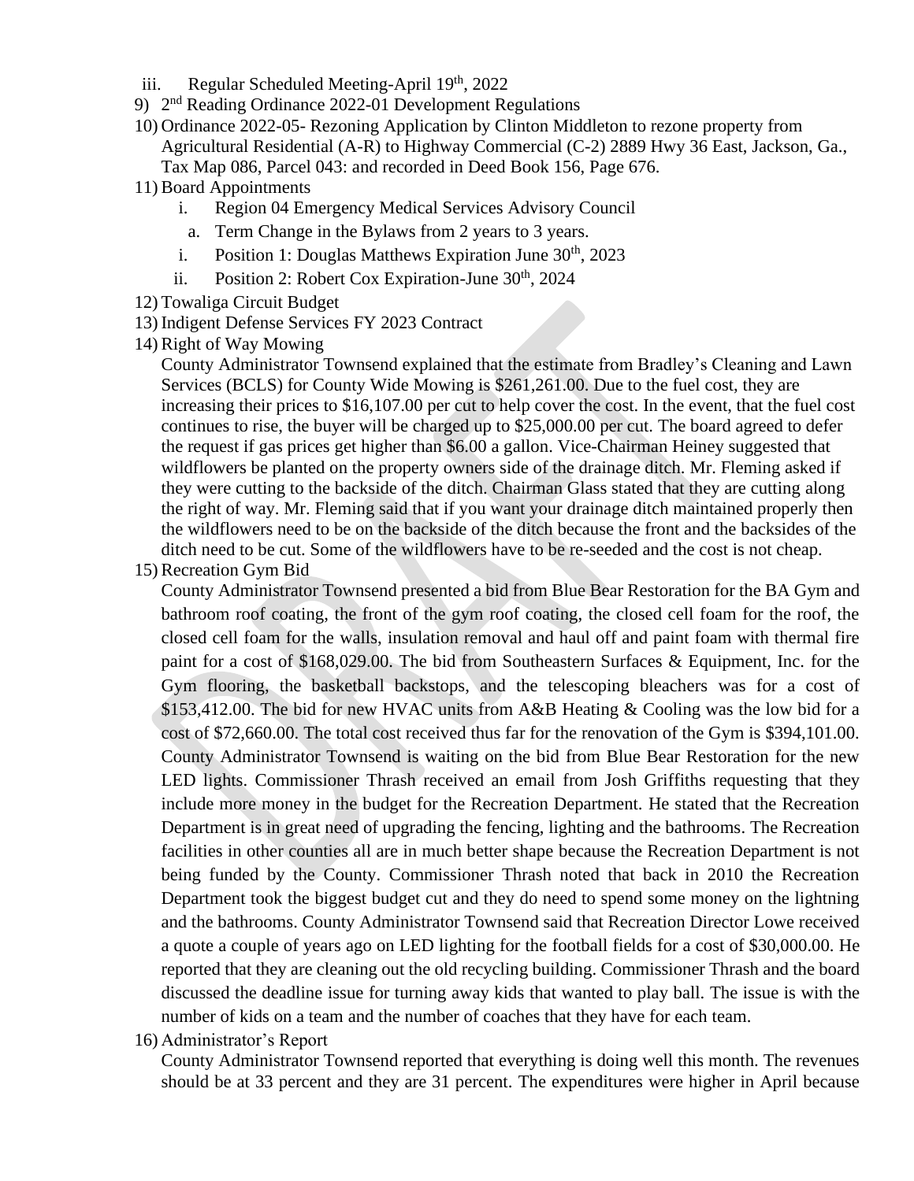iii. Regular Scheduled Meeting-April 19th, 2022

9) 2nd Reading Ordinance 2022-01 Development Regulations

10) Ordinance 2022-05- Rezoning Application by Clinton Middleton to rezone property from Agricultural Residential (A-R) to Highway Commercial (C-2) 2889 Hwy 36 East, Jackson, Ga., Tax Map 086, Parcel 043: and recorded in Deed Book 156, Page 676.

11) Board Appointments

  i. Region 04 Emergency Medical Services Advisory Council

    a. Term Change in the Bylaws from 2 years to 3 years.

  i. Position 1: Douglas Matthews Expiration June 30th, 2023

  ii. Position 2: Robert Cox Expiration-June 30th, 2024

12) Towaliga Circuit Budget

13) Indigent Defense Services FY 2023 Contract

14) Right of Way Mowing

County Administrator Townsend explained that the estimate from Bradley's Cleaning and Lawn Services (BCLS) for County Wide Mowing is $261,261.00. Due to the fuel cost, they are increasing their prices to $16,107.00 per cut to help cover the cost. In the event, that the fuel cost continues to rise, the buyer will be charged up to $25,000.00 per cut. The board agreed to defer the request if gas prices get higher than $6.00 a gallon. Vice-Chairman Heiney suggested that wildflowers be planted on the property owners side of the drainage ditch. Mr. Fleming asked if they were cutting to the backside of the ditch. Chairman Glass stated that they are cutting along the right of way. Mr. Fleming said that if you want your drainage ditch maintained properly then the wildflowers need to be on the backside of the ditch because the front and the backsides of the ditch need to be cut. Some of the wildflowers have to be re-seeded and the cost is not cheap.

15) Recreation Gym Bid

County Administrator Townsend presented a bid from Blue Bear Restoration for the BA Gym and bathroom roof coating, the front of the gym roof coating, the closed cell foam for the roof, the closed cell foam for the walls, insulation removal and haul off and paint foam with thermal fire paint for a cost of $168,029.00. The bid from Southeastern Surfaces & Equipment, Inc. for the Gym flooring, the basketball backstops, and the telescoping bleachers was for a cost of $153,412.00. The bid for new HVAC units from A&B Heating & Cooling was the low bid for a cost of $72,660.00. The total cost received thus far for the renovation of the Gym is $394,101.00. County Administrator Townsend is waiting on the bid from Blue Bear Restoration for the new LED lights. Commissioner Thrash received an email from Josh Griffiths requesting that they include more money in the budget for the Recreation Department. He stated that the Recreation Department is in great need of upgrading the fencing, lighting and the bathrooms. The Recreation facilities in other counties all are in much better shape because the Recreation Department is not being funded by the County. Commissioner Thrash noted that back in 2010 the Recreation Department took the biggest budget cut and they do need to spend some money on the lightning and the bathrooms. County Administrator Townsend said that Recreation Director Lowe received a quote a couple of years ago on LED lighting for the football fields for a cost of $30,000.00. He reported that they are cleaning out the old recycling building. Commissioner Thrash and the board discussed the deadline issue for turning away kids that wanted to play ball. The issue is with the number of kids on a team and the number of coaches that they have for each team.

16) Administrator's Report

County Administrator Townsend reported that everything is doing well this month. The revenues should be at 33 percent and they are 31 percent. The expenditures were higher in April because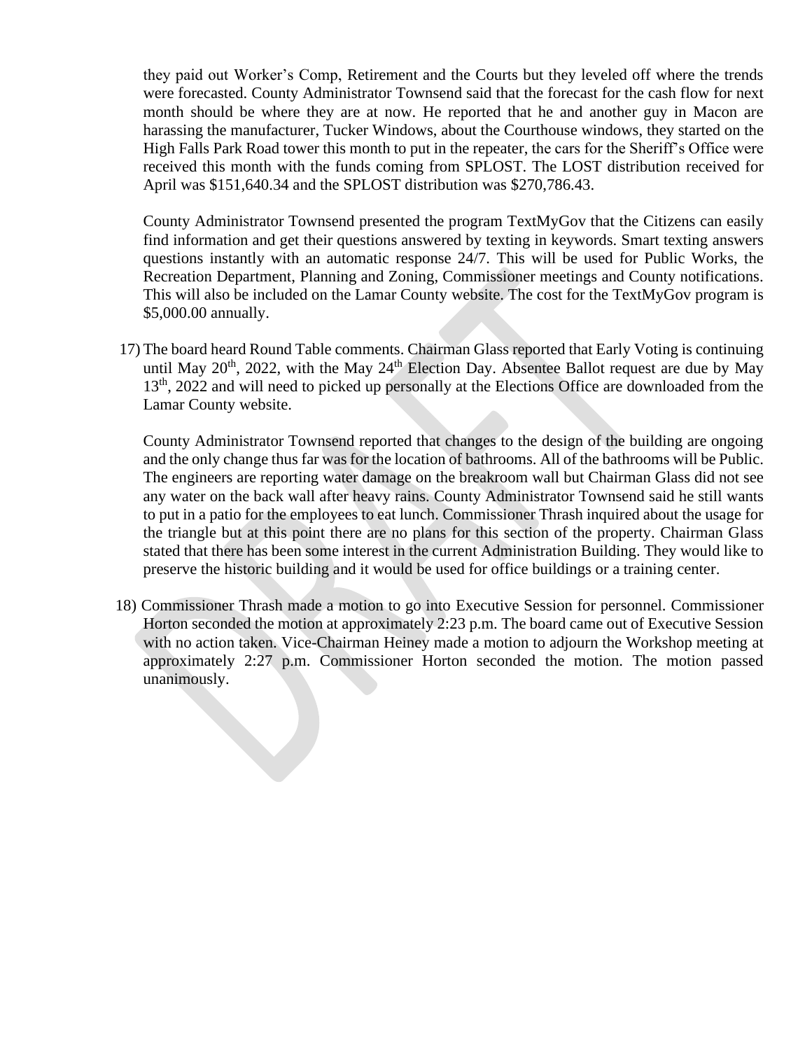they paid out Worker's Comp, Retirement and the Courts but they leveled off where the trends were forecasted. County Administrator Townsend said that the forecast for the cash flow for next month should be where they are at now. He reported that he and another guy in Macon are harassing the manufacturer, Tucker Windows, about the Courthouse windows, they started on the High Falls Park Road tower this month to put in the repeater, the cars for the Sheriff's Office were received this month with the funds coming from SPLOST. The LOST distribution received for April was $151,640.34 and the SPLOST distribution was $270,786.43.

County Administrator Townsend presented the program TextMyGov that the Citizens can easily find information and get their questions answered by texting in keywords. Smart texting answers questions instantly with an automatic response 24/7. This will be used for Public Works, the Recreation Department, Planning and Zoning, Commissioner meetings and County notifications. This will also be included on the Lamar County website. The cost for the TextMyGov program is $5,000.00 annually.

17) The board heard Round Table comments. Chairman Glass reported that Early Voting is continuing until May 20th, 2022, with the May 24th Election Day. Absentee Ballot request are due by May 13th, 2022 and will need to picked up personally at the Elections Office are downloaded from the Lamar County website.

County Administrator Townsend reported that changes to the design of the building are ongoing and the only change thus far was for the location of bathrooms. All of the bathrooms will be Public. The engineers are reporting water damage on the breakroom wall but Chairman Glass did not see any water on the back wall after heavy rains. County Administrator Townsend said he still wants to put in a patio for the employees to eat lunch. Commissioner Thrash inquired about the usage for the triangle but at this point there are no plans for this section of the property. Chairman Glass stated that there has been some interest in the current Administration Building. They would like to preserve the historic building and it would be used for office buildings or a training center.

18) Commissioner Thrash made a motion to go into Executive Session for personnel. Commissioner Horton seconded the motion at approximately 2:23 p.m. The board came out of Executive Session with no action taken. Vice-Chairman Heiney made a motion to adjourn the Workshop meeting at approximately 2:27 p.m. Commissioner Horton seconded the motion. The motion passed unanimously.